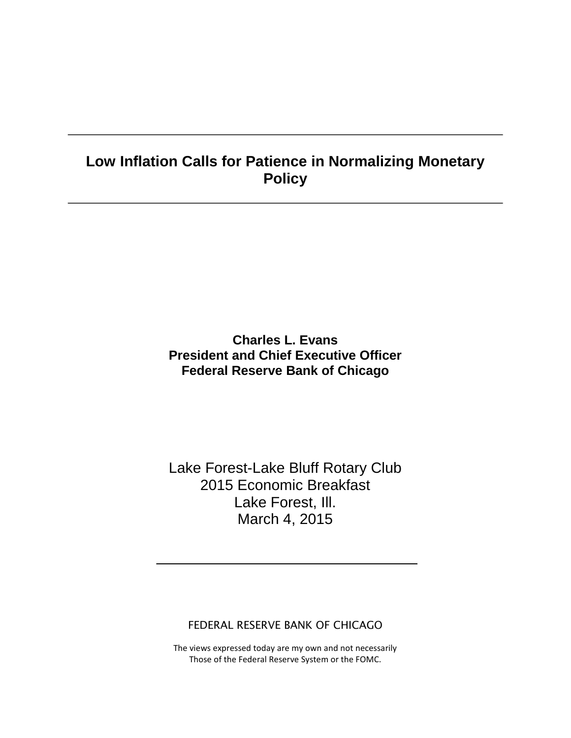# Low Inflation Calls for Patience in Normalizing Monetary Policy

**Charles L. Evans**
**President and Chief Executive Officer**
**Federal Reserve Bank of Chicago**

Lake Forest-Lake Bluff Rotary Club
2015 Economic Breakfast
Lake Forest, Ill.
March 4, 2015

FEDERAL RESERVE BANK OF CHICAGO

The views expressed today are my own and not necessarily
Those of the Federal Reserve System or the FOMC.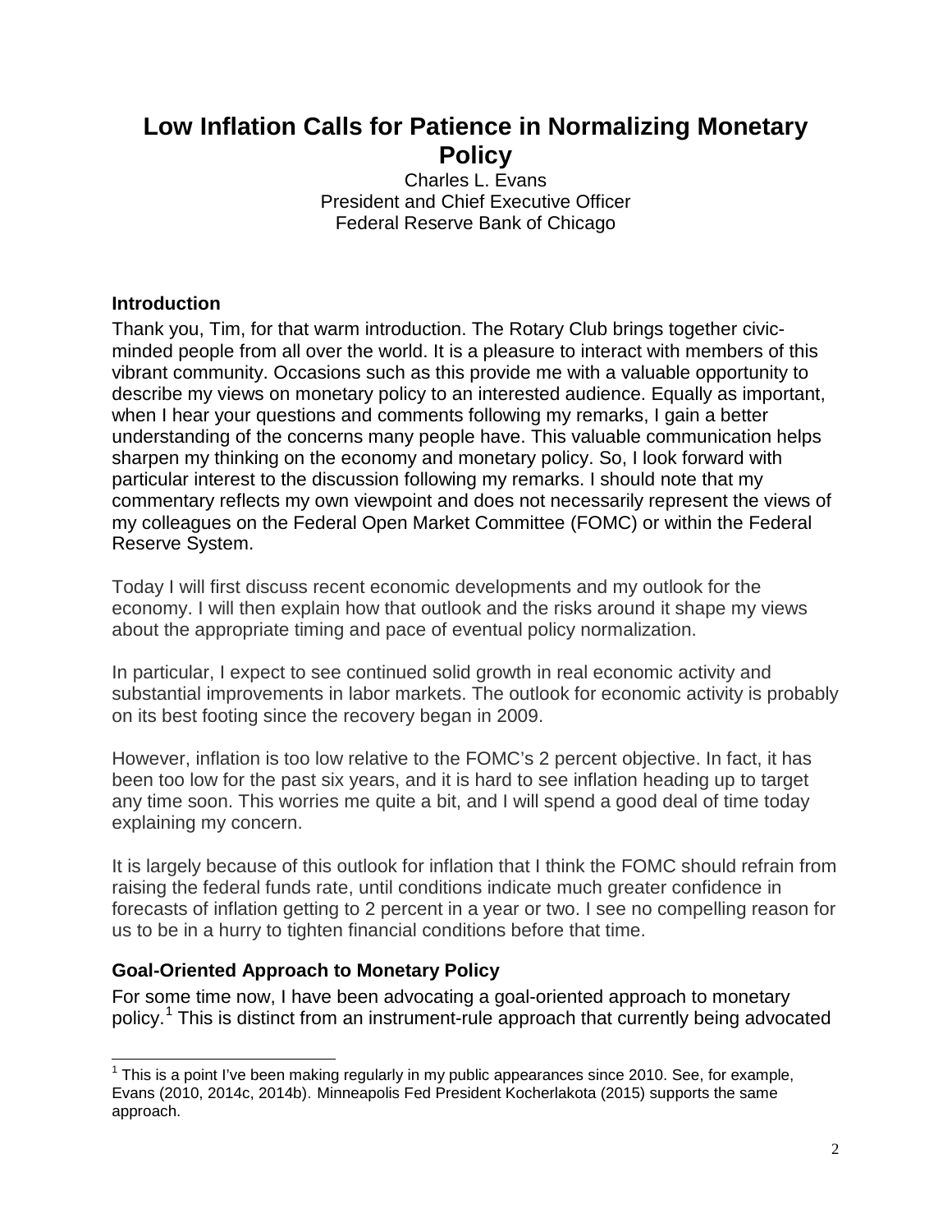# Low Inflation Calls for Patience in Normalizing Monetary Policy

Charles L. Evans
President and Chief Executive Officer
Federal Reserve Bank of Chicago

## Introduction

Thank you, Tim, for that warm introduction. The Rotary Club brings together civic-minded people from all over the world. It is a pleasure to interact with members of this vibrant community. Occasions such as this provide me with a valuable opportunity to describe my views on monetary policy to an interested audience. Equally as important, when I hear your questions and comments following my remarks, I gain a better understanding of the concerns many people have. This valuable communication helps sharpen my thinking on the economy and monetary policy. So, I look forward with particular interest to the discussion following my remarks. I should note that my commentary reflects my own viewpoint and does not necessarily represent the views of my colleagues on the Federal Open Market Committee (FOMC) or within the Federal Reserve System.

Today I will first discuss recent economic developments and my outlook for the economy. I will then explain how that outlook and the risks around it shape my views about the appropriate timing and pace of eventual policy normalization.

In particular, I expect to see continued solid growth in real economic activity and substantial improvements in labor markets. The outlook for economic activity is probably on its best footing since the recovery began in 2009.

However, inflation is too low relative to the FOMC's 2 percent objective. In fact, it has been too low for the past six years, and it is hard to see inflation heading up to target any time soon. This worries me quite a bit, and I will spend a good deal of time today explaining my concern.

It is largely because of this outlook for inflation that I think the FOMC should refrain from raising the federal funds rate, until conditions indicate much greater confidence in forecasts of inflation getting to 2 percent in a year or two. I see no compelling reason for us to be in a hurry to tighten financial conditions before that time.

## Goal-Oriented Approach to Monetary Policy

For some time now, I have been advocating a goal-oriented approach to monetary policy.[1] This is distinct from an instrument-rule approach that currently being advocated

[1] This is a point I've been making regularly in my public appearances since 2010. See, for example, Evans (2010, 2014c, 2014b). Minneapolis Fed President Kocherlakota (2015) supports the same approach.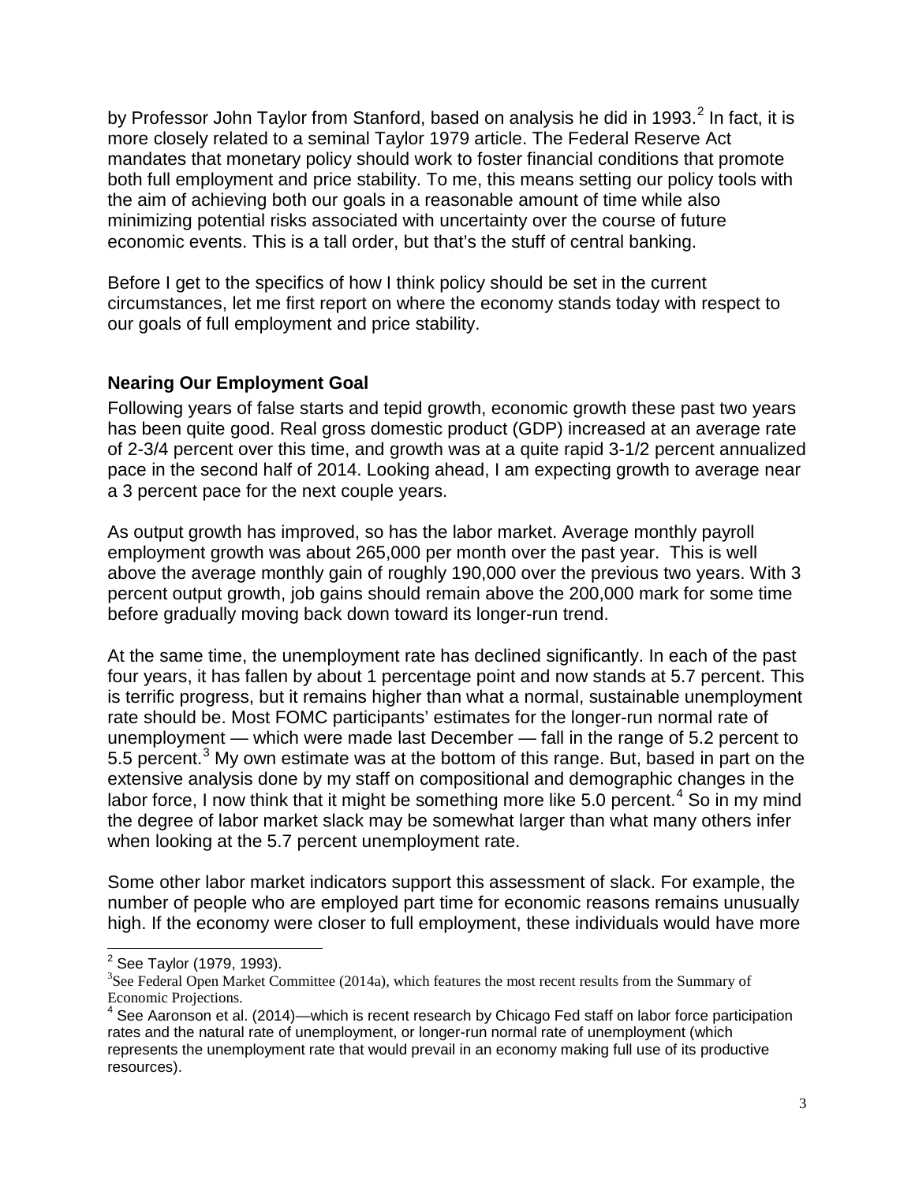by Professor John Taylor from Stanford, based on analysis he did in 1993.[2] In fact, it is more closely related to a seminal Taylor 1979 article. The Federal Reserve Act mandates that monetary policy should work to foster financial conditions that promote both full employment and price stability. To me, this means setting our policy tools with the aim of achieving both our goals in a reasonable amount of time while also minimizing potential risks associated with uncertainty over the course of future economic events. This is a tall order, but that's the stuff of central banking.

Before I get to the specifics of how I think policy should be set in the current circumstances, let me first report on where the economy stands today with respect to our goals of full employment and price stability.

### Nearing Our Employment Goal

Following years of false starts and tepid growth, economic growth these past two years has been quite good. Real gross domestic product (GDP) increased at an average rate of 2-3/4 percent over this time, and growth was at a quite rapid 3-1/2 percent annualized pace in the second half of 2014. Looking ahead, I am expecting growth to average near a 3 percent pace for the next couple years.

As output growth has improved, so has the labor market. Average monthly payroll employment growth was about 265,000 per month over the past year. This is well above the average monthly gain of roughly 190,000 over the previous two years. With 3 percent output growth, job gains should remain above the 200,000 mark for some time before gradually moving back down toward its longer-run trend.

At the same time, the unemployment rate has declined significantly. In each of the past four years, it has fallen by about 1 percentage point and now stands at 5.7 percent. This is terrific progress, but it remains higher than what a normal, sustainable unemployment rate should be. Most FOMC participants' estimates for the longer-run normal rate of unemployment — which were made last December — fall in the range of 5.2 percent to 5.5 percent.[3] My own estimate was at the bottom of this range. But, based in part on the extensive analysis done by my staff on compositional and demographic changes in the labor force, I now think that it might be something more like 5.0 percent.[4] So in my mind the degree of labor market slack may be somewhat larger than what many others infer when looking at the 5.7 percent unemployment rate.

Some other labor market indicators support this assessment of slack. For example, the number of people who are employed part time for economic reasons remains unusually high. If the economy were closer to full employment, these individuals would have more

---

[2] See Taylor (1979, 1993).

[3] See Federal Open Market Committee (2014a), which features the most recent results from the Summary of Economic Projections.

[4] See Aaronson et al. (2014)—which is recent research by Chicago Fed staff on labor force participation rates and the natural rate of unemployment, or longer-run normal rate of unemployment (which represents the unemployment rate that would prevail in an economy making full use of its productive resources).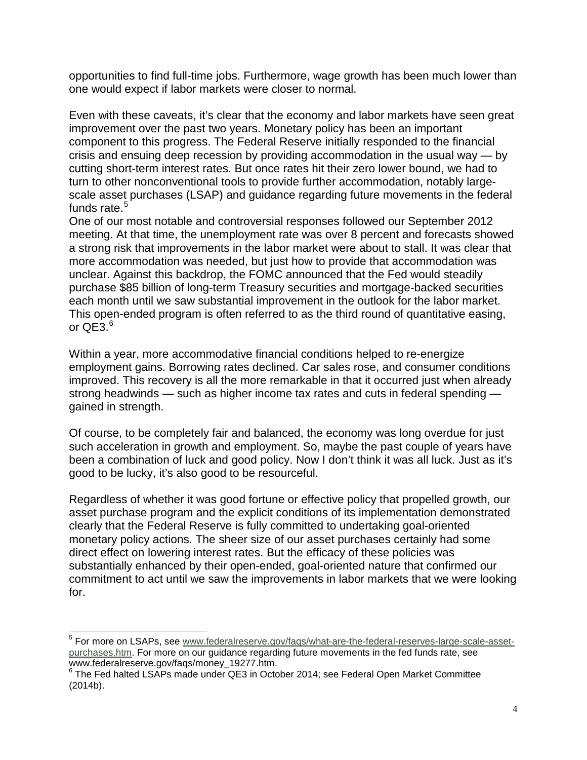opportunities to find full-time jobs. Furthermore, wage growth has been much lower than one would expect if labor markets were closer to normal.

Even with these caveats, it's clear that the economy and labor markets have seen great improvement over the past two years. Monetary policy has been an important component to this progress. The Federal Reserve initially responded to the financial crisis and ensuing deep recession by providing accommodation in the usual way — by cutting short-term interest rates. But once rates hit their zero lower bound, we had to turn to other nonconventional tools to provide further accommodation, notably large-scale asset purchases (LSAP) and guidance regarding future movements in the federal funds rate.[5]

One of our most notable and controversial responses followed our September 2012 meeting. At that time, the unemployment rate was over 8 percent and forecasts showed a strong risk that improvements in the labor market were about to stall. It was clear that more accommodation was needed, but just how to provide that accommodation was unclear. Against this backdrop, the FOMC announced that the Fed would steadily purchase $85 billion of long-term Treasury securities and mortgage-backed securities each month until we saw substantial improvement in the outlook for the labor market. This open-ended program is often referred to as the third round of quantitative easing, or QE3.[6]

Within a year, more accommodative financial conditions helped to re-energize employment gains. Borrowing rates declined. Car sales rose, and consumer conditions improved. This recovery is all the more remarkable in that it occurred just when already strong headwinds — such as higher income tax rates and cuts in federal spending — gained in strength.

Of course, to be completely fair and balanced, the economy was long overdue for just such acceleration in growth and employment. So, maybe the past couple of years have been a combination of luck and good policy. Now I don't think it was all luck. Just as it's good to be lucky, it's also good to be resourceful.

Regardless of whether it was good fortune or effective policy that propelled growth, our asset purchase program and the explicit conditions of its implementation demonstrated clearly that the Federal Reserve is fully committed to undertaking goal-oriented monetary policy actions. The sheer size of our asset purchases certainly had some direct effect on lowering interest rates. But the efficacy of these policies was substantially enhanced by their open-ended, goal-oriented nature that confirmed our commitment to act until we saw the improvements in labor markets that we were looking for.

---

[5] For more on LSAPs, see www.federalreserve.gov/faqs/what-are-the-federal-reserves-large-scale-asset-purchases.htm. For more on our guidance regarding future movements in the fed funds rate, see www.federalreserve.gov/faqs/money_19277.htm.

[6] The Fed halted LSAPs made under QE3 in October 2014; see Federal Open Market Committee (2014b).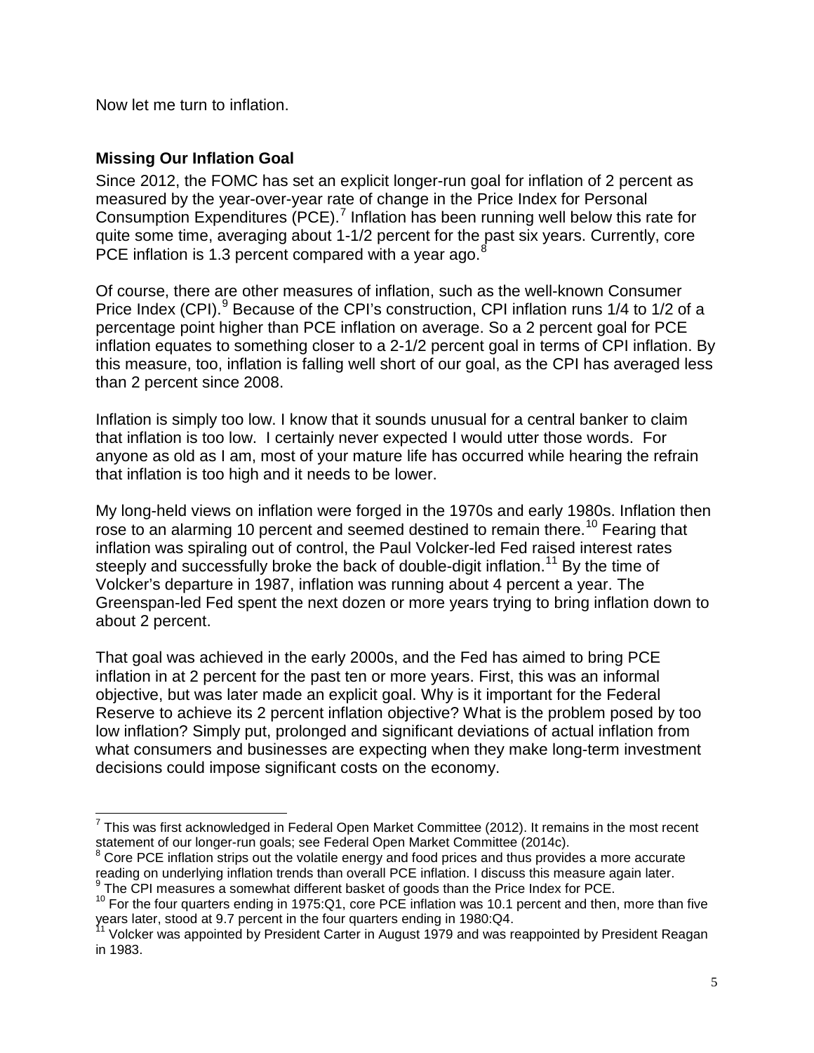Now let me turn to inflation.

**Missing Our Inflation Goal**

Since 2012, the FOMC has set an explicit longer-run goal for inflation of 2 percent as measured by the year-over-year rate of change in the Price Index for Personal Consumption Expenditures (PCE).[7] Inflation has been running well below this rate for quite some time, averaging about 1-1/2 percent for the past six years. Currently, core PCE inflation is 1.3 percent compared with a year ago.[8]

Of course, there are other measures of inflation, such as the well-known Consumer Price Index (CPI).[9] Because of the CPI's construction, CPI inflation runs 1/4 to 1/2 of a percentage point higher than PCE inflation on average. So a 2 percent goal for PCE inflation equates to something closer to a 2-1/2 percent goal in terms of CPI inflation. By this measure, too, inflation is falling well short of our goal, as the CPI has averaged less than 2 percent since 2008.

Inflation is simply too low. I know that it sounds unusual for a central banker to claim that inflation is too low. I certainly never expected I would utter those words. For anyone as old as I am, most of your mature life has occurred while hearing the refrain that inflation is too high and it needs to be lower.

My long-held views on inflation were forged in the 1970s and early 1980s. Inflation then rose to an alarming 10 percent and seemed destined to remain there.[10] Fearing that inflation was spiraling out of control, the Paul Volcker-led Fed raised interest rates steeply and successfully broke the back of double-digit inflation.[11] By the time of Volcker's departure in 1987, inflation was running about 4 percent a year. The Greenspan-led Fed spent the next dozen or more years trying to bring inflation down to about 2 percent.

That goal was achieved in the early 2000s, and the Fed has aimed to bring PCE inflation in at 2 percent for the past ten or more years. First, this was an informal objective, but was later made an explicit goal. Why is it important for the Federal Reserve to achieve its 2 percent inflation objective? What is the problem posed by too low inflation? Simply put, prolonged and significant deviations of actual inflation from what consumers and businesses are expecting when they make long-term investment decisions could impose significant costs on the economy.

---

[7] This was first acknowledged in Federal Open Market Committee (2012). It remains in the most recent statement of our longer-run goals; see Federal Open Market Committee (2014c).

[8] Core PCE inflation strips out the volatile energy and food prices and thus provides a more accurate reading on underlying inflation trends than overall PCE inflation. I discuss this measure again later.

[9] The CPI measures a somewhat different basket of goods than the Price Index for PCE.

[10] For the four quarters ending in 1975:Q1, core PCE inflation was 10.1 percent and then, more than five years later, stood at 9.7 percent in the four quarters ending in 1980:Q4.

[11] Volcker was appointed by President Carter in August 1979 and was reappointed by President Reagan in 1983.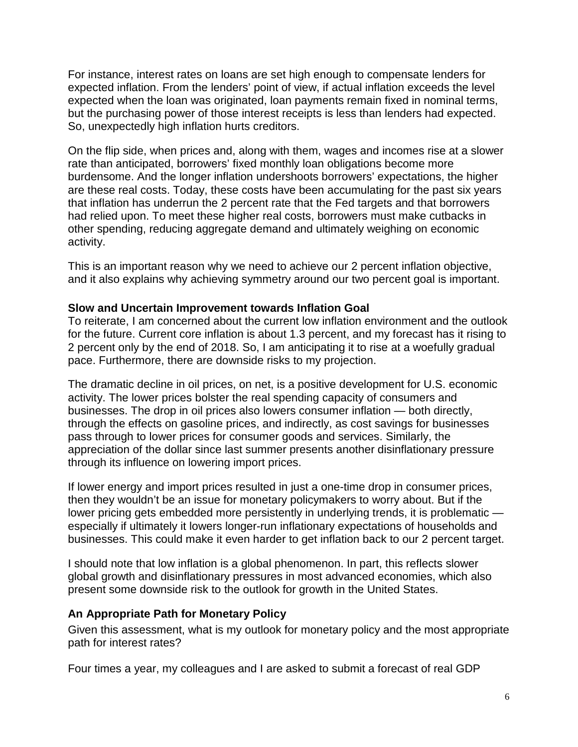For instance, interest rates on loans are set high enough to compensate lenders for expected inflation. From the lenders' point of view, if actual inflation exceeds the level expected when the loan was originated, loan payments remain fixed in nominal terms, but the purchasing power of those interest receipts is less than lenders had expected. So, unexpectedly high inflation hurts creditors.

On the flip side, when prices and, along with them, wages and incomes rise at a slower rate than anticipated, borrowers' fixed monthly loan obligations become more burdensome. And the longer inflation undershoots borrowers' expectations, the higher are these real costs. Today, these costs have been accumulating for the past six years that inflation has underrun the 2 percent rate that the Fed targets and that borrowers had relied upon. To meet these higher real costs, borrowers must make cutbacks in other spending, reducing aggregate demand and ultimately weighing on economic activity.

This is an important reason why we need to achieve our 2 percent inflation objective, and it also explains why achieving symmetry around our two percent goal is important.

**Slow and Uncertain Improvement towards Inflation Goal**

To reiterate, I am concerned about the current low inflation environment and the outlook for the future. Current core inflation is about 1.3 percent, and my forecast has it rising to 2 percent only by the end of 2018. So, I am anticipating it to rise at a woefully gradual pace. Furthermore, there are downside risks to my projection.

The dramatic decline in oil prices, on net, is a positive development for U.S. economic activity. The lower prices bolster the real spending capacity of consumers and businesses. The drop in oil prices also lowers consumer inflation — both directly, through the effects on gasoline prices, and indirectly, as cost savings for businesses pass through to lower prices for consumer goods and services. Similarly, the appreciation of the dollar since last summer presents another disinflationary pressure through its influence on lowering import prices.

If lower energy and import prices resulted in just a one-time drop in consumer prices, then they wouldn't be an issue for monetary policymakers to worry about. But if the lower pricing gets embedded more persistently in underlying trends, it is problematic — especially if ultimately it lowers longer-run inflationary expectations of households and businesses. This could make it even harder to get inflation back to our 2 percent target.

I should note that low inflation is a global phenomenon. In part, this reflects slower global growth and disinflationary pressures in most advanced economies, which also present some downside risk to the outlook for growth in the United States.

**An Appropriate Path for Monetary Policy**

Given this assessment, what is my outlook for monetary policy and the most appropriate path for interest rates?

Four times a year, my colleagues and I are asked to submit a forecast of real GDP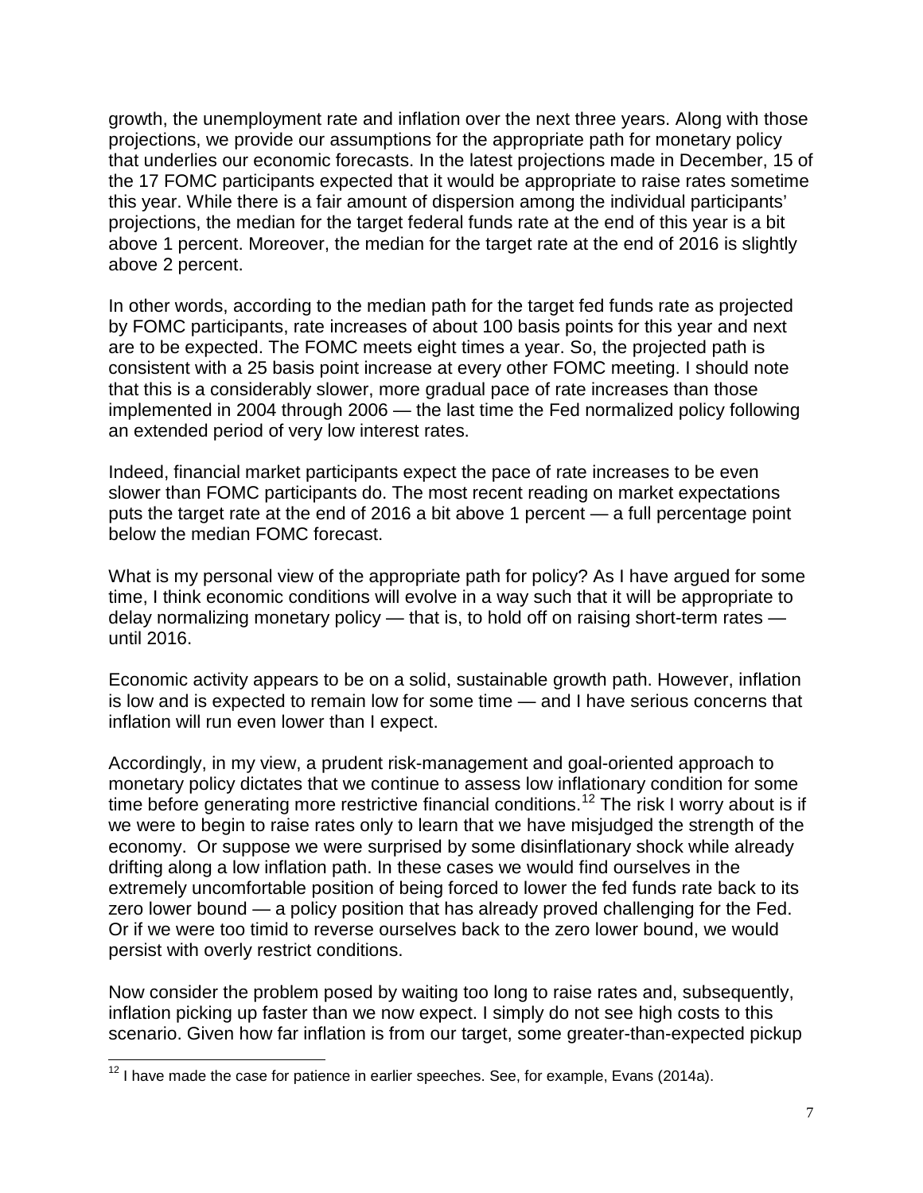growth, the unemployment rate and inflation over the next three years. Along with those projections, we provide our assumptions for the appropriate path for monetary policy that underlies our economic forecasts. In the latest projections made in December, 15 of the 17 FOMC participants expected that it would be appropriate to raise rates sometime this year. While there is a fair amount of dispersion among the individual participants' projections, the median for the target federal funds rate at the end of this year is a bit above 1 percent. Moreover, the median for the target rate at the end of 2016 is slightly above 2 percent.

In other words, according to the median path for the target fed funds rate as projected by FOMC participants, rate increases of about 100 basis points for this year and next are to be expected. The FOMC meets eight times a year. So, the projected path is consistent with a 25 basis point increase at every other FOMC meeting. I should note that this is a considerably slower, more gradual pace of rate increases than those implemented in 2004 through 2006 — the last time the Fed normalized policy following an extended period of very low interest rates.

Indeed, financial market participants expect the pace of rate increases to be even slower than FOMC participants do. The most recent reading on market expectations puts the target rate at the end of 2016 a bit above 1 percent — a full percentage point below the median FOMC forecast.

What is my personal view of the appropriate path for policy? As I have argued for some time, I think economic conditions will evolve in a way such that it will be appropriate to delay normalizing monetary policy — that is, to hold off on raising short-term rates — until 2016.

Economic activity appears to be on a solid, sustainable growth path. However, inflation is low and is expected to remain low for some time — and I have serious concerns that inflation will run even lower than I expect.

Accordingly, in my view, a prudent risk-management and goal-oriented approach to monetary policy dictates that we continue to assess low inflationary condition for some time before generating more restrictive financial conditions.[12] The risk I worry about is if we were to begin to raise rates only to learn that we have misjudged the strength of the economy. Or suppose we were surprised by some disinflationary shock while already drifting along a low inflation path. In these cases we would find ourselves in the extremely uncomfortable position of being forced to lower the fed funds rate back to its zero lower bound — a policy position that has already proved challenging for the Fed. Or if we were too timid to reverse ourselves back to the zero lower bound, we would persist with overly restrict conditions.

Now consider the problem posed by waiting too long to raise rates and, subsequently, inflation picking up faster than we now expect. I simply do not see high costs to this scenario. Given how far inflation is from our target, some greater-than-expected pickup

[12] I have made the case for patience in earlier speeches. See, for example, Evans (2014a).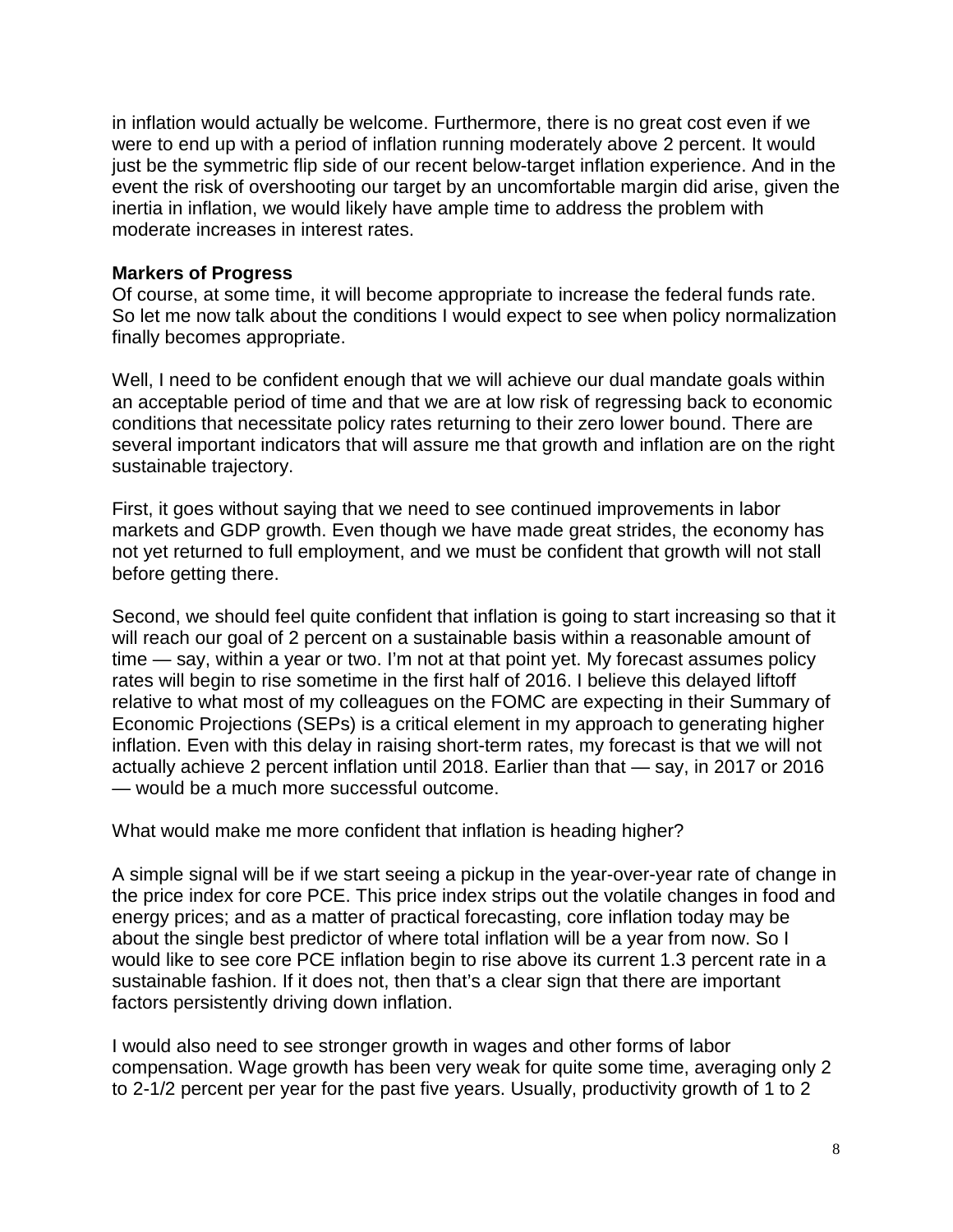in inflation would actually be welcome. Furthermore, there is no great cost even if we were to end up with a period of inflation running moderately above 2 percent. It would just be the symmetric flip side of our recent below-target inflation experience. And in the event the risk of overshooting our target by an uncomfortable margin did arise, given the inertia in inflation, we would likely have ample time to address the problem with moderate increases in interest rates.

**Markers of Progress**

Of course, at some time, it will become appropriate to increase the federal funds rate. So let me now talk about the conditions I would expect to see when policy normalization finally becomes appropriate.

Well, I need to be confident enough that we will achieve our dual mandate goals within an acceptable period of time and that we are at low risk of regressing back to economic conditions that necessitate policy rates returning to their zero lower bound. There are several important indicators that will assure me that growth and inflation are on the right sustainable trajectory.

First, it goes without saying that we need to see continued improvements in labor markets and GDP growth. Even though we have made great strides, the economy has not yet returned to full employment, and we must be confident that growth will not stall before getting there.

Second, we should feel quite confident that inflation is going to start increasing so that it will reach our goal of 2 percent on a sustainable basis within a reasonable amount of time — say, within a year or two. I'm not at that point yet. My forecast assumes policy rates will begin to rise sometime in the first half of 2016. I believe this delayed liftoff relative to what most of my colleagues on the FOMC are expecting in their Summary of Economic Projections (SEPs) is a critical element in my approach to generating higher inflation. Even with this delay in raising short-term rates, my forecast is that we will not actually achieve 2 percent inflation until 2018. Earlier than that — say, in 2017 or 2016 — would be a much more successful outcome.

What would make me more confident that inflation is heading higher?

A simple signal will be if we start seeing a pickup in the year-over-year rate of change in the price index for core PCE. This price index strips out the volatile changes in food and energy prices; and as a matter of practical forecasting, core inflation today may be about the single best predictor of where total inflation will be a year from now. So I would like to see core PCE inflation begin to rise above its current 1.3 percent rate in a sustainable fashion. If it does not, then that's a clear sign that there are important factors persistently driving down inflation.

I would also need to see stronger growth in wages and other forms of labor compensation. Wage growth has been very weak for quite some time, averaging only 2 to 2-1/2 percent per year for the past five years. Usually, productivity growth of 1 to 2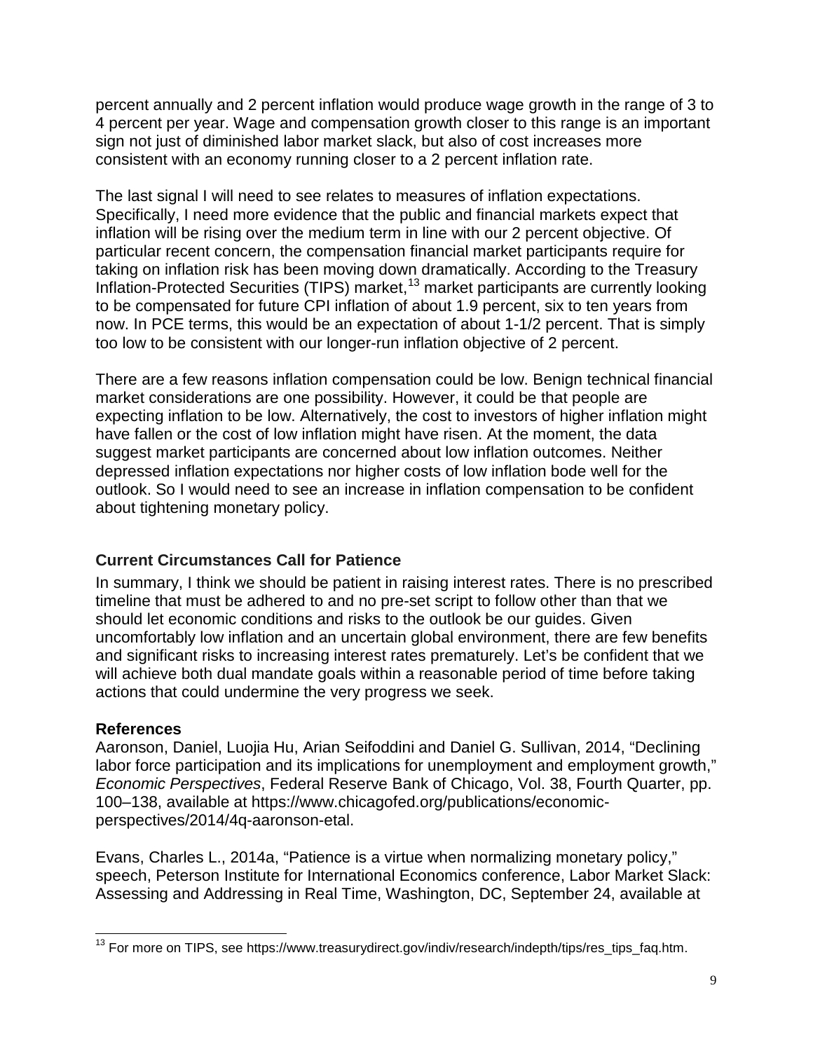percent annually and 2 percent inflation would produce wage growth in the range of 3 to 4 percent per year. Wage and compensation growth closer to this range is an important sign not just of diminished labor market slack, but also of cost increases more consistent with an economy running closer to a 2 percent inflation rate.

The last signal I will need to see relates to measures of inflation expectations. Specifically, I need more evidence that the public and financial markets expect that inflation will be rising over the medium term in line with our 2 percent objective. Of particular recent concern, the compensation financial market participants require for taking on inflation risk has been moving down dramatically. According to the Treasury Inflation-Protected Securities (TIPS) market,[13] market participants are currently looking to be compensated for future CPI inflation of about 1.9 percent, six to ten years from now. In PCE terms, this would be an expectation of about 1-1/2 percent. That is simply too low to be consistent with our longer-run inflation objective of 2 percent.

There are a few reasons inflation compensation could be low. Benign technical financial market considerations are one possibility. However, it could be that people are expecting inflation to be low. Alternatively, the cost to investors of higher inflation might have fallen or the cost of low inflation might have risen. At the moment, the data suggest market participants are concerned about low inflation outcomes. Neither depressed inflation expectations nor higher costs of low inflation bode well for the outlook. So I would need to see an increase in inflation compensation to be confident about tightening monetary policy.

## Current Circumstances Call for Patience

In summary, I think we should be patient in raising interest rates. There is no prescribed timeline that must be adhered to and no pre-set script to follow other than that we should let economic conditions and risks to the outlook be our guides. Given uncomfortably low inflation and an uncertain global environment, there are few benefits and significant risks to increasing interest rates prematurely. Let's be confident that we will achieve both dual mandate goals within a reasonable period of time before taking actions that could undermine the very progress we seek.

## References

Aaronson, Daniel, Luojia Hu, Arian Seifoddini and Daniel G. Sullivan, 2014, "Declining labor force participation and its implications for unemployment and employment growth," *Economic Perspectives*, Federal Reserve Bank of Chicago, Vol. 38, Fourth Quarter, pp. 100–138, available at https://www.chicagofed.org/publications/economic-perspectives/2014/4q-aaronson-etal.

Evans, Charles L., 2014a, "Patience is a virtue when normalizing monetary policy," speech, Peterson Institute for International Economics conference, Labor Market Slack: Assessing and Addressing in Real Time, Washington, DC, September 24, available at

[13] For more on TIPS, see https://www.treasurydirect.gov/indiv/research/indepth/tips/res_tips_faq.htm.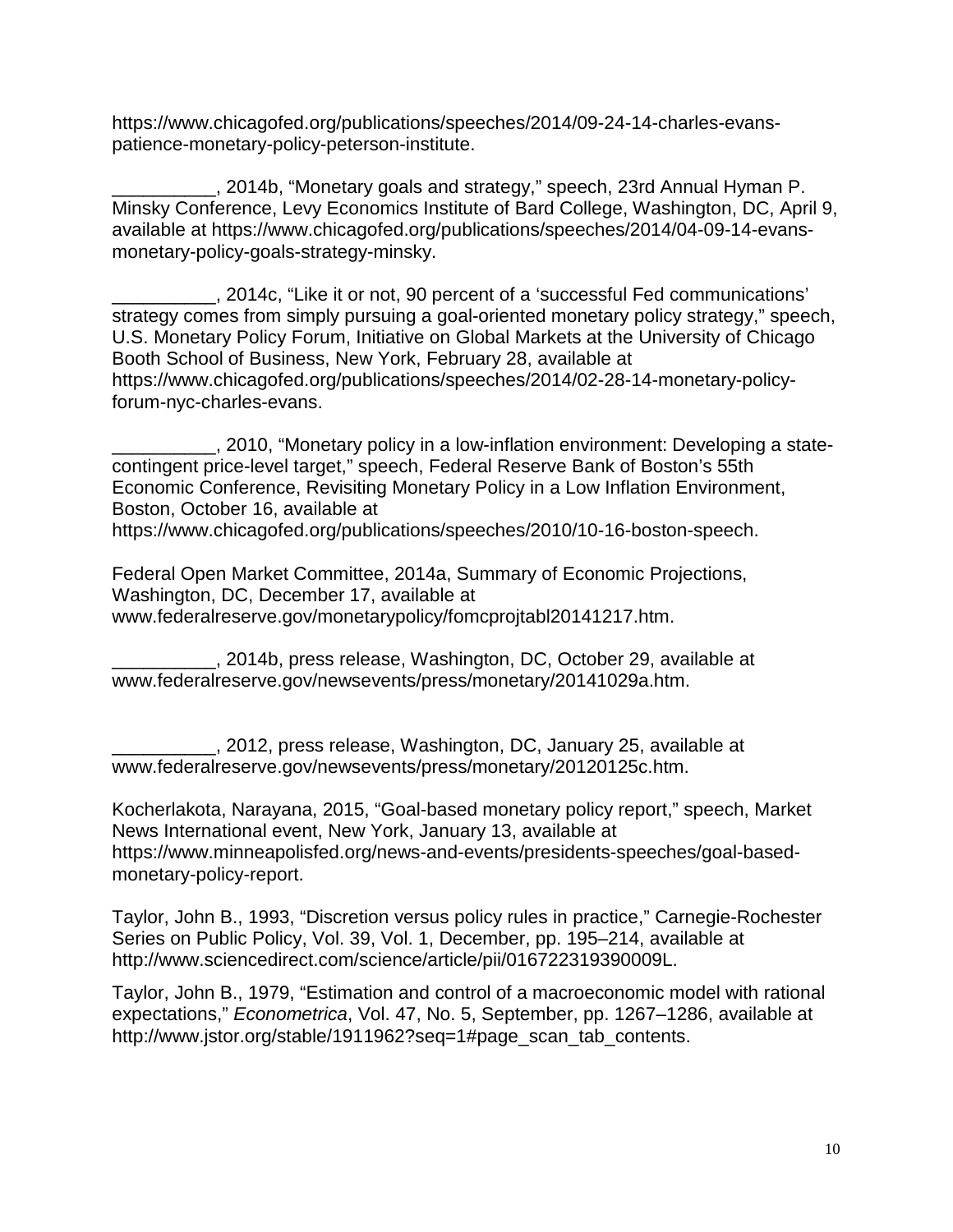https://www.chicagofed.org/publications/speeches/2014/09-24-14-charles-evans-patience-monetary-policy-peterson-institute.

__________, 2014b, "Monetary goals and strategy," speech, 23rd Annual Hyman P. Minsky Conference, Levy Economics Institute of Bard College, Washington, DC, April 9, available at https://www.chicagofed.org/publications/speeches/2014/04-09-14-evans-monetary-policy-goals-strategy-minsky.

__________, 2014c, "Like it or not, 90 percent of a 'successful Fed communications' strategy comes from simply pursuing a goal-oriented monetary policy strategy," speech, U.S. Monetary Policy Forum, Initiative on Global Markets at the University of Chicago Booth School of Business, New York, February 28, available at https://www.chicagofed.org/publications/speeches/2014/02-28-14-monetary-policy-forum-nyc-charles-evans.

__________, 2010, "Monetary policy in a low-inflation environment: Developing a state-contingent price-level target," speech, Federal Reserve Bank of Boston's 55th Economic Conference, Revisiting Monetary Policy in a Low Inflation Environment, Boston, October 16, available at https://www.chicagofed.org/publications/speeches/2010/10-16-boston-speech.

Federal Open Market Committee, 2014a, Summary of Economic Projections, Washington, DC, December 17, available at www.federalreserve.gov/monetarypolicy/fomcprojtabl20141217.htm.

__________, 2014b, press release, Washington, DC, October 29, available at www.federalreserve.gov/newsevents/press/monetary/20141029a.htm.

__________, 2012, press release, Washington, DC, January 25, available at www.federalreserve.gov/newsevents/press/monetary/20120125c.htm.

Kocherlakota, Narayana, 2015, "Goal-based monetary policy report," speech, Market News International event, New York, January 13, available at https://www.minneapolisfed.org/news-and-events/presidents-speeches/goal-based-monetary-policy-report.

Taylor, John B., 1993, "Discretion versus policy rules in practice," Carnegie-Rochester Series on Public Policy, Vol. 39, Vol. 1, December, pp. 195–214, available at http://www.sciencedirect.com/science/article/pii/016722319390009L.

Taylor, John B., 1979, "Estimation and control of a macroeconomic model with rational expectations," *Econometrica*, Vol. 47, No. 5, September, pp. 1267–1286, available at http://www.jstor.org/stable/1911962?seq=1#page_scan_tab_contents.